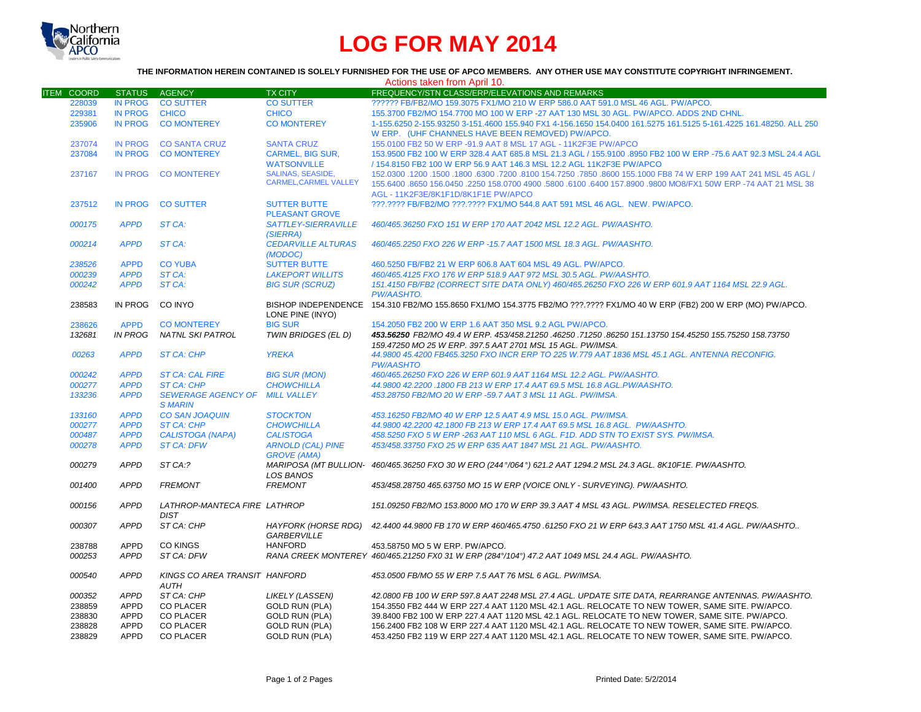# LOG FOR MAY 2014

**THE INFORMATION HEREIN CONTAINED IS SOLELY FURNISHED FOR THE USE OF APCO MEMBERS. ANY OTHER USE MAY CONSTITUTE COPYRIGHT INFRINGEMENT.**

Actions taken from April 10.

| ITEM | COORD | STATUS | AGENCY | TX CITY | FREQUENCY/STN CLASS/ERP/ELEVATIONS AND REMARKS |
|---|---|---|---|---|---|
| | 228039 | IN PROG | CO SUTTER | CO SUTTER | ?????? FB/FB2/MO 159.3075 FX1/MO 210 W ERP 586.0 AAT 591.0 MSL 46 AGL. PW/APCO. |
| | 229381 | IN PROG | CHICO | CHICO | 155.3700 FB2/MO 154.7700 MO 100 W ERP -27 AAT 130 MSL 30 AGL. PW/APCO. ADDS 2ND CHNL. |
| | 235906 | IN PROG | CO MONTEREY | CO MONTEREY | 1-155.6250 2-155.93250 3-151.4600 155.940 FX1 4-156.1650 154.0400 161.5275 161.5125 5-161.4225 161.48250. ALL 250 W ERP. (UHF CHANNELS HAVE BEEN REMOVED) PW/APCO. |
| | 237074 | IN PROG | CO SANTA CRUZ | SANTA CRUZ | 155.0100 FB2 50 W ERP -91.9 AAT 8 MSL 17 AGL - 11K2F3E PW/APCO |
| | 237084 | IN PROG | CO MONTEREY | CARMEL, BIG SUR, WATSONVILLE | 153.9500 FB2 100 W ERP 328.4 AAT 685.8 MSL 21.3 AGL / 155.9100 .8950 FB2 100 W ERP -75.6 AAT 92.3 MSL 24.4 AGL / 154.8150 FB2 100 W ERP 56.9 AAT 146.3 MSL 12.2 AGL 11K2F3E PW/APCO |
| | 237167 | IN PROG | CO MONTEREY | SALINAS, SEASIDE, CARMEL,CARMEL VALLEY | 152.0300 .1200 .1500 .1800 .6300 .7200 .8100 154.7250 .7850 .8600 155.1000 FB8 74 W ERP 199 AAT 241 MSL 45 AGL / 155.6400 .8650 156.0450 .2250 158.0700 4900 .5800 .6100 .6400 157.8900 .9800 MO8/FX1 50W ERP -74 AAT 21 MSL 38 AGL - 11K2F3E/8K1F1D/8K1F1E PW/APCO |
| | 237512 | IN PROG | CO SUTTER | SUTTER BUTTE PLEASANT GROVE | ???.???? FB/FB2/MO ???.???? FX1/MO 544.8 AAT 591 MSL 46 AGL. NEW. PW/APCO. |
| | *000175* | *APPD* | *ST CA:* | *SATTLEY-SIERRAVILLE (SIERRA)* | *460/465.36250 FXO 151 W ERP 170 AAT 2042 MSL 12.2 AGL. PW/AASHTO.* |
| | *000214* | *APPD* | *ST CA:* | *CEDARVILLE ALTURAS (MODOC)* | *460/465.2250 FXO 226 W ERP -15.7 AAT 1500 MSL 18.3 AGL. PW/AASHTO.* |
| | 238526 | APPD | CO YUBA | SUTTER BUTTE | 460.5250 FB/FB2 21 W ERP 606.8 AAT 604 MSL 49 AGL. PW/APCO. |
| | *000239* | *APPD* | *ST CA:* | *LAKEPORT WILLITS* | *460/465.4125 FXO 176 W ERP 518.9 AAT 972 MSL 30.5 AGL. PW/AASHTO.* |
| | *000242* | *APPD* | *ST CA:* | *BIG SUR (SCRUZ)* | *151.4150 FB/FB2 (CORRECT SITE DATA ONLY) 460/465.26250 FXO 226 W ERP 601.9 AAT 1164 MSL 22.9 AGL. PW/AASHTO.* |
| | 238583 | IN PROG | CO INYO | BISHOP INDEPENDENCE LONE PINE (INYO) | 154.310 FB2/MO 155.8650 FX1/MO 154.3775 FB2/MO ???.???? FX1/MO 40 W ERP (FB2) 200 W ERP (MO) PW/APCO. |
| | 238626 | APPD | CO MONTEREY | BIG SUR | 154.2050 FB2 200 W ERP 1.6 AAT 350 MSL 9.2 AGL PW/APCO. |
| | *132681* | *IN PROG* | *NATNL SKI PATROL* | *TWIN BRIDGES (EL D)* | ***453.56250** FB2/MO 49.4 W ERP. 453/458.21250 .46250 .71250 .86250 151.13750 154.45250 155.75250 158.73750 159.47250 MO 25 W ERP. 397.5 AAT 2701 MSL 15 AGL. PW/IMSA.* |
| | *00263* | *APPD* | *ST CA: CHP* | *YREKA* | *44.9800 45.4200 FB465.3250 FXO INCR ERP TO 225 W.779 AAT 1836 MSL 45.1 AGL. ANTENNA RECONFIG. PW/AASHTO* |
| | *000242* | *APPD* | *ST CA: CAL FIRE* | *BIG SUR (MON)* | *460/465.26250 FXO 226 W ERP 601.9 AAT 1164 MSL 12.2 AGL. PW/AASHTO.* |
| | *000277* | *APPD* | *ST CA: CHP* | *CHOWCHILLA* | *44.9800 42.2200 .1800 FB 213 W ERP 17.4 AAT 69.5 MSL 16.8 AGL.PW/AASHTO.* |
| | *133236* | *APPD* | *SEWERAGE AGENCY OF S MARIN* | *MILL VALLEY* | *453.28750 FB2/MO 20 W ERP -59.7 AAT 3 MSL 11 AGL. PW/IMSA.* |
| | *133160* | *APPD* | *CO SAN JOAQUIN* | *STOCKTON* | *453.16250 FB2/MO 40 W ERP 12.5 AAT 4.9 MSL 15.0 AGL. PW/IMSA.* |
| | *000277* | *APPD* | *ST CA: CHP* | *CHOWCHILLA* | *44.9800 42.2200 42.1800 FB 213 W ERP 17.4 AAT 69.5 MSL 16.8 AGL. PW/AASHTO.* |
| | *000487* | *APPD* | *CALISTOGA (NAPA)* | *CALISTOGA* | *458.5250 FXO 5 W ERP -263 AAT 110 MSL 6 AGL. F1D. ADD STN TO EXIST SYS. PW/IMSA.* |
| | *000278* | *APPD* | *ST CA: DFW* | *ARNOLD (CAL) PINE GROVE (AMA)* | *453/458.33750 FXO 25 W ERP 635 AAT 1847 MSL 21 AGL. PW/AASHTO.* |
| | *000279* | *APPD* | *ST CA:?* | *MARIPOSA (MT BULLION-LOS BANOS* | *460/465.36250 FXO 30 W ERO (244°/064°) 621.2 AAT 1294.2 MSL 24.3 AGL. 8K10F1E. PW/AASHTO.* |
| | *001400* | *APPD* | *FREMONT* | *FREMONT* | *453/458.28750 465.63750 MO 15 W ERP (VOICE ONLY - SURVEYING). PW/AASHTO.* |
| | *000156* | *APPD* | *LATHROP-MANTECA FIRE DIST* | *LATHROP* | *151.09250 FB2/MO 153.8000 MO 170 W ERP 39.3 AAT 4 MSL 43 AGL. PW/IMSA. RESELECTED FREQS.* |
| | *000307* | *APPD* | *ST CA: CHP* | *HAYFORK (HORSE RDG) GARBERVILLE* | *42.4400 44.9800 FB 170 W ERP 460/465.4750 .61250 FXO 21 W ERP 643.3 AAT 1750 MSL 41.4 AGL. PW/AASHTO..* |
| | 238788 | APPD | CO KINGS | HANFORD | 453.58750 MO 5 W ERP. PW/APCO. |
| | *000253* | *APPD* | *ST CA: DFW* | *RANA CREEK MONTEREY* | *460/465.21250 FX0 31 W ERP (284°/104°) 47.2 AAT 1049 MSL 24.4 AGL. PW/AASHTO.* |
| | *000540* | *APPD* | *KINGS CO AREA TRANSIT AUTH* | *HANFORD* | *453.0500 FB/MO 55 W ERP 7.5 AAT 76 MSL 6 AGL. PW/IMSA.* |
| | *000352* | *APPD* | *ST CA: CHP* | *LIKELY (LASSEN)* | *42.0800 FB 100 W ERP 597.8 AAT 2248 MSL 27.4 AGL. UPDATE SITE DATA, REARRANGE ANTENNAS. PW/AASHTO.* |
| | 238859 | APPD | CO PLACER | GOLD RUN (PLA) | 154.3550 FB2 444 W ERP 227.4 AAT 1120 MSL 42.1 AGL. RELOCATE TO NEW TOWER, SAME SITE. PW/APCO. |
| | 238830 | APPD | CO PLACER | GOLD RUN (PLA) | 39.8400 FB2 100 W ERP 227.4 AAT 1120 MSL 42.1 AGL. RELOCATE TO NEW TOWER, SAME SITE. PW/APCO. |
| | 238828 | APPD | CO PLACER | GOLD RUN (PLA) | 156.2400 FB2 108 W ERP 227.4 AAT 1120 MSL 42.1 AGL. RELOCATE TO NEW TOWER, SAME SITE. PW/APCO. |
| | 238829 | APPD | CO PLACER | GOLD RUN (PLA) | 453.4250 FB2 119 W ERP 227.4 AAT 1120 MSL 42.1 AGL. RELOCATE TO NEW TOWER, SAME SITE. PW/APCO. |

Printed Date: 5/2/2014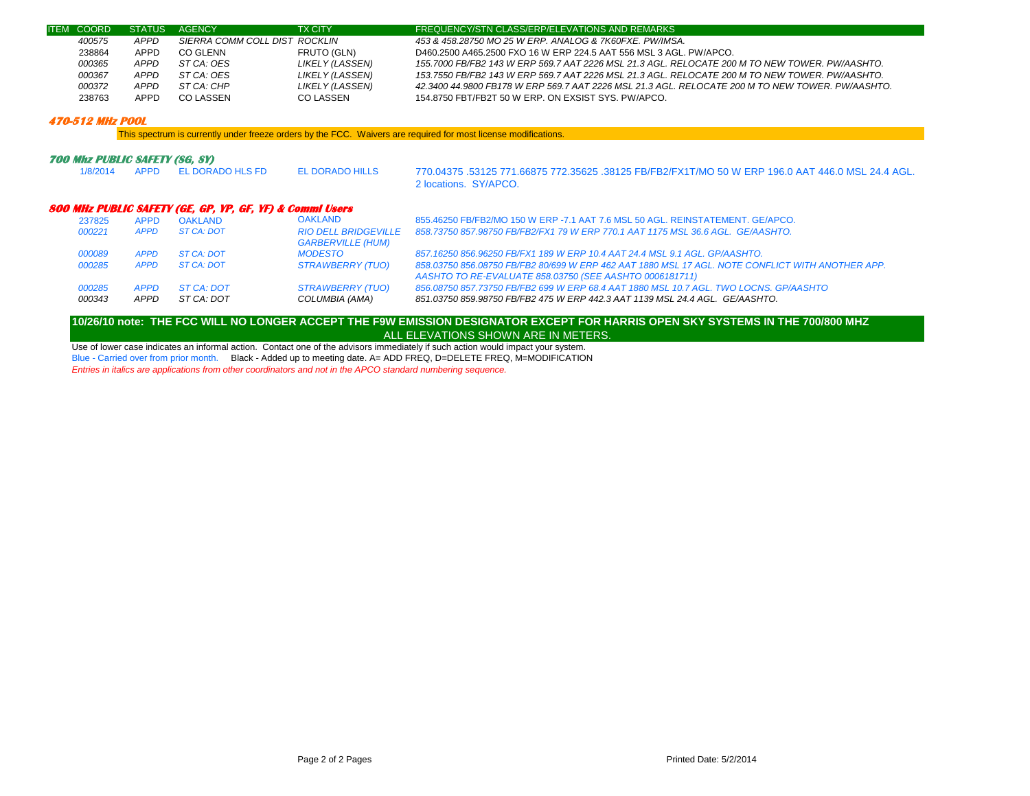| ITEM | COORD | STATUS | AGENCY | TX CITY | FREQUENCY/STN CLASS/ERP/ELEVATIONS AND REMARKS |
|---|---|---|---|---|---|
| | *400575* | *APPD* | *SIERRA COMM COLL DIST* | *ROCKLIN* | *453 & 458.28750 MO 25 W ERP. ANALOG & 7K60FXE. PW/IMSA.* |
| | 238864 | APPD | CO GLENN | FRUTO (GLN) | D460.2500 A465.2500 FXO 16 W ERP 224.5 AAT 556 MSL 3 AGL. PW/APCO. |
| | *000365* | *APPD* | *ST CA: OES* | *LIKELY (LASSEN)* | *155.7000 FB/FB2 143 W ERP 569.7 AAT 2226 MSL 21.3 AGL. RELOCATE 200 M TO NEW TOWER. PW/AASHTO.* |
| | *000367* | *APPD* | *ST CA: OES* | *LIKELY (LASSEN)* | *153.7550 FB/FB2 143 W ERP 569.7 AAT 2226 MSL 21.3 AGL. RELOCATE 200 M TO NEW TOWER. PW/AASHTO.* |
| | *000372* | *APPD* | *ST CA: CHP* | *LIKELY (LASSEN)* | *42.3400 44.9800 FB178 W ERP 569.7 AAT 2226 MSL 21.3 AGL. RELOCATE 200 M TO NEW TOWER. PW/AASHTO.* |
| | 238763 | APPD | CO LASSEN | CO LASSEN | 154.8750 FBT/FB2T 50 W ERP. ON EXSIST SYS. PW/APCO. |

### 470-512 MHz POOL

This spectrum is currently under freeze orders by the FCC. Waivers are required for most license modifications.

### 700 Mhz PUBLIC SAFETY (SG, SY)

| | | | | |
|---|---|---|---|---|
| 1/8/2014 | APPD | EL DORADO HLS FD | EL DORADO HILLS | 770.04375 .53125 771.66875 772.35625 .38125 FB/FB2/FX1T/MO 50 W ERP 196.0 AAT 446.0 MSL 24.4 AGL. 2 locations. SY/APCO. |

### 800 MHz PUBLIC SAFETY (GE, GP, YP, GF, YF) & Comml Users

| | | | | |
|---|---|---|---|---|
| 237825 | APPD | OAKLAND | OAKLAND | 855.46250 FB/FB2/MO 150 W ERP -7.1 AAT 7.6 MSL 50 AGL. REINSTATEMENT. GE/APCO. |
| *000221* | *APPD* | *ST CA: DOT* | *RIO DELL BRIDGEVILLE GARBERVILLE (HUM)* | *858.73750 857.98750 FB/FB2/FX1 79 W ERP 770.1 AAT 1175 MSL 36.6 AGL. GE/AASHTO.* |
| *000089* | *APPD* | *ST CA: DOT* | *MODESTO* | *857.16250 856.96250 FB/FX1 189 W ERP 10.4 AAT 24.4 MSL 9.1 AGL. GP/AASHTO.* |
| *000285* | *APPD* | *ST CA: DOT* | *STRAWBERRY (TUO)* | *858.03750 856.08750 FB/FB2 80/699 W ERP 462 AAT 1880 MSL 17 AGL. NOTE CONFLICT WITH ANOTHER APP. AASHTO TO RE-EVALUATE 858.03750 (SEE AASHTO 0006181711)* |
| *000285* | *APPD* | *ST CA: DOT* | *STRAWBERRY (TUO)* | *856.08750 857.73750 FB/FB2 699 W ERP 68.4 AAT 1880 MSL 10.7 AGL. TWO LOCNS. GP/AASHTO* |
| *000343* | *APPD* | *ST CA: DOT* | *COLUMBIA (AMA)* | *851.03750 859.98750 FB/FB2 475 W ERP 442.3 AAT 1139 MSL 24.4 AGL. GE/AASHTO.* |

**10/26/10 note: THE FCC WILL NO LONGER ACCEPT THE F9W EMISSION DESIGNATOR EXCEPT FOR HARRIS OPEN SKY SYSTEMS IN THE 700/800 MHZ**

ALL ELEVATIONS SHOWN ARE IN METERS.

Use of lower case indicates an informal action. Contact one of the advisors immediately if such action would impact your system.

Blue - Carried over from prior month. Black - Added up to meeting date. A= ADD FREQ, D=DELETE FREQ, M=MODIFICATION

*Entries in italics are applications from other coordinators and not in the APCO standard numbering sequence.*

Printed Date: 5/2/2014